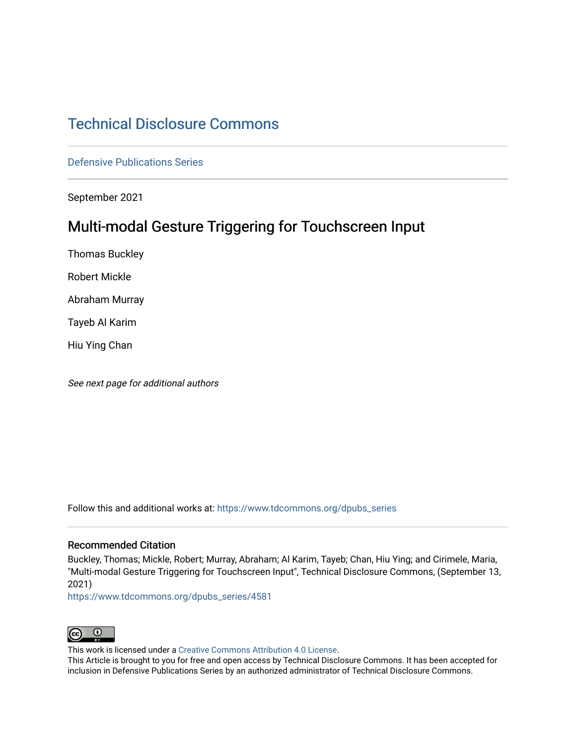# Technical Disclosure Commons

Defensive Publications Series

September 2021

## Multi-modal Gesture Triggering for Touchscreen Input

Thomas Buckley

Robert Mickle

Abraham Murray

Tayeb Al Karim

Hiu Ying Chan

*See next page for additional authors*

Follow this and additional works at: https://www.tdcommons.org/dpubs_series

### Recommended Citation

Buckley, Thomas; Mickle, Robert; Murray, Abraham; Al Karim, Tayeb; Chan, Hiu Ying; and Cirimele, Maria, "Multi-modal Gesture Triggering for Touchscreen Input", Technical Disclosure Commons, (September 13, 2021)
https://www.tdcommons.org/dpubs_series/4581

This work is licensed under a Creative Commons Attribution 4.0 License.
This Article is brought to you for free and open access by Technical Disclosure Commons. It has been accepted for inclusion in Defensive Publications Series by an authorized administrator of Technical Disclosure Commons.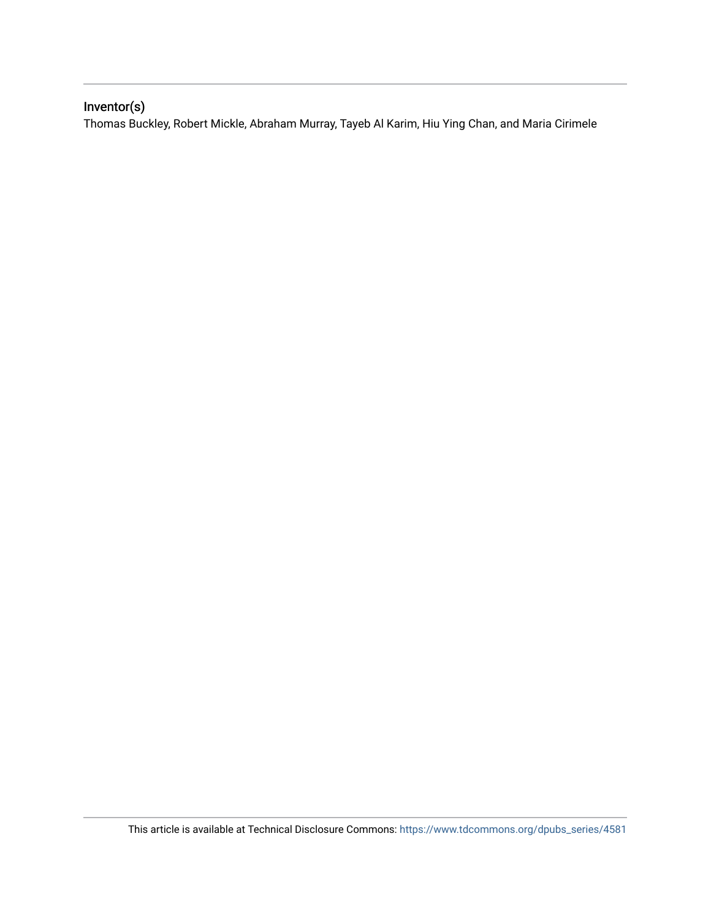## Inventor(s)

Thomas Buckley, Robert Mickle, Abraham Murray, Tayeb Al Karim, Hiu Ying Chan, and Maria Cirimele

This article is available at Technical Disclosure Commons: https://www.tdcommons.org/dpubs_series/4581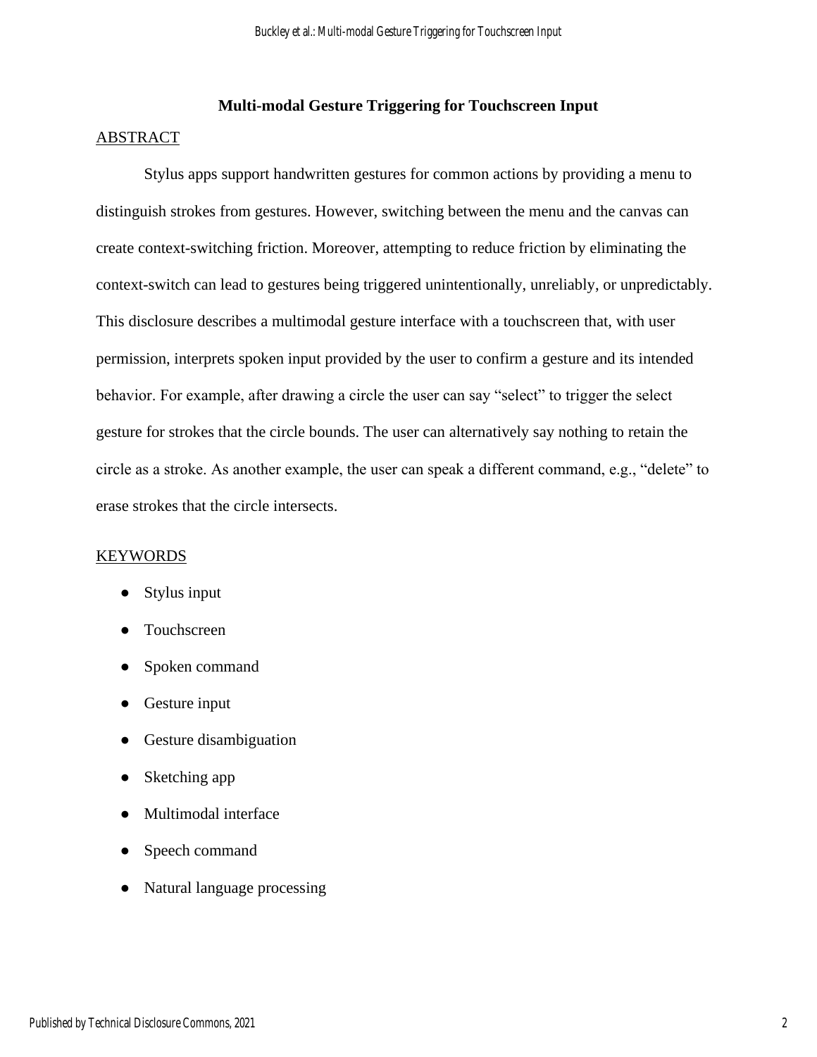# Multi-modal Gesture Triggering for Touchscreen Input

## ABSTRACT

Stylus apps support handwritten gestures for common actions by providing a menu to distinguish strokes from gestures. However, switching between the menu and the canvas can create context-switching friction. Moreover, attempting to reduce friction by eliminating the context-switch can lead to gestures being triggered unintentionally, unreliably, or unpredictably. This disclosure describes a multimodal gesture interface with a touchscreen that, with user permission, interprets spoken input provided by the user to confirm a gesture and its intended behavior. For example, after drawing a circle the user can say "select" to trigger the select gesture for strokes that the circle bounds. The user can alternatively say nothing to retain the circle as a stroke. As another example, the user can speak a different command, e.g., "delete" to erase strokes that the circle intersects.

## KEYWORDS

- Stylus input
- Touchscreen
- Spoken command
- Gesture input
- Gesture disambiguation
- Sketching app
- Multimodal interface
- Speech command
- Natural language processing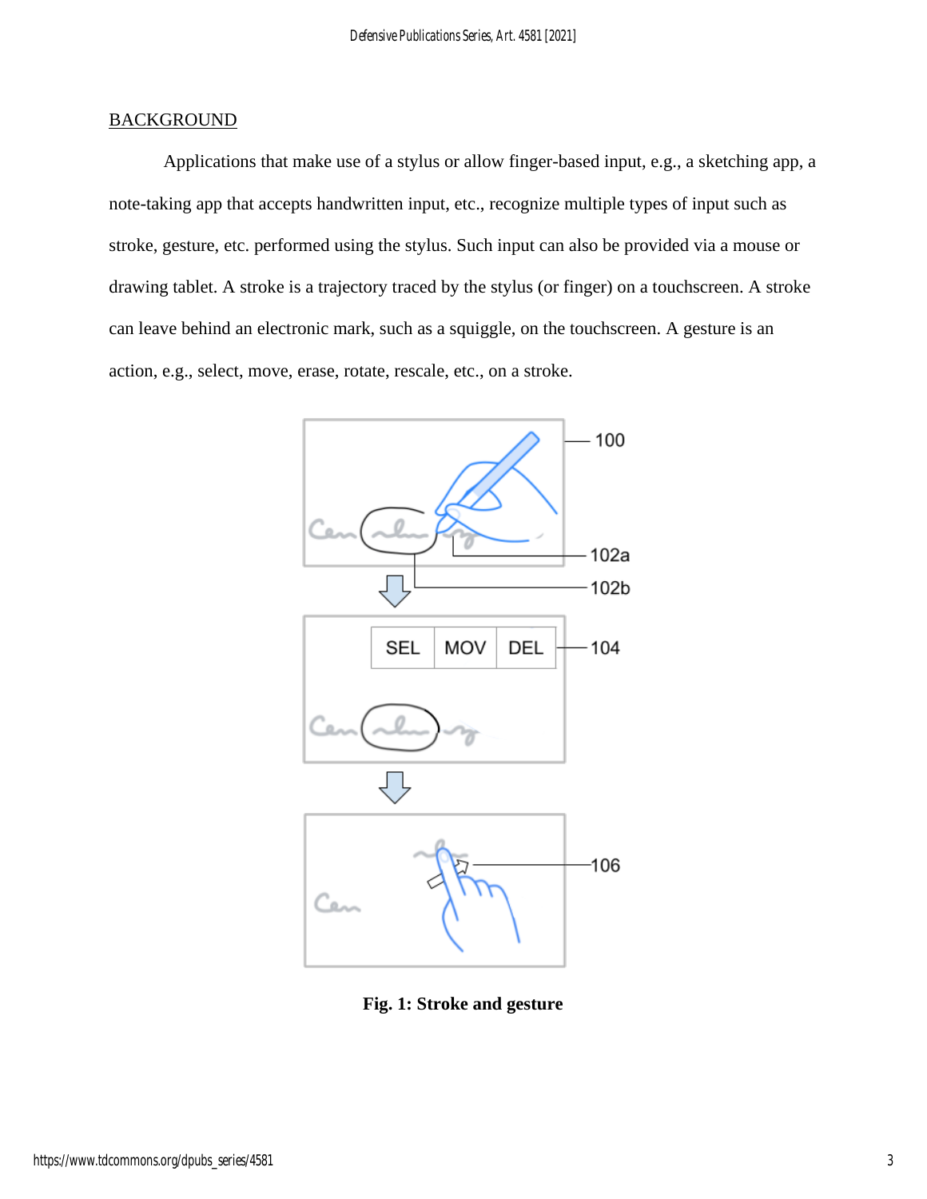## BACKGROUND

Applications that make use of a stylus or allow finger-based input, e.g., a sketching app, a note-taking app that accepts handwritten input, etc., recognize multiple types of input such as stroke, gesture, etc. performed using the stylus. Such input can also be provided via a mouse or drawing tablet. A stroke is a trajectory traced by the stylus (or finger) on a touchscreen. A stroke can leave behind an electronic mark, such as a squiggle, on the touchscreen. A gesture is an action, e.g., select, move, erase, rotate, rescale, etc., on a stroke.

100

102a

102b

SEL MOV DEL

104

106

**Fig. 1: Stroke and gesture**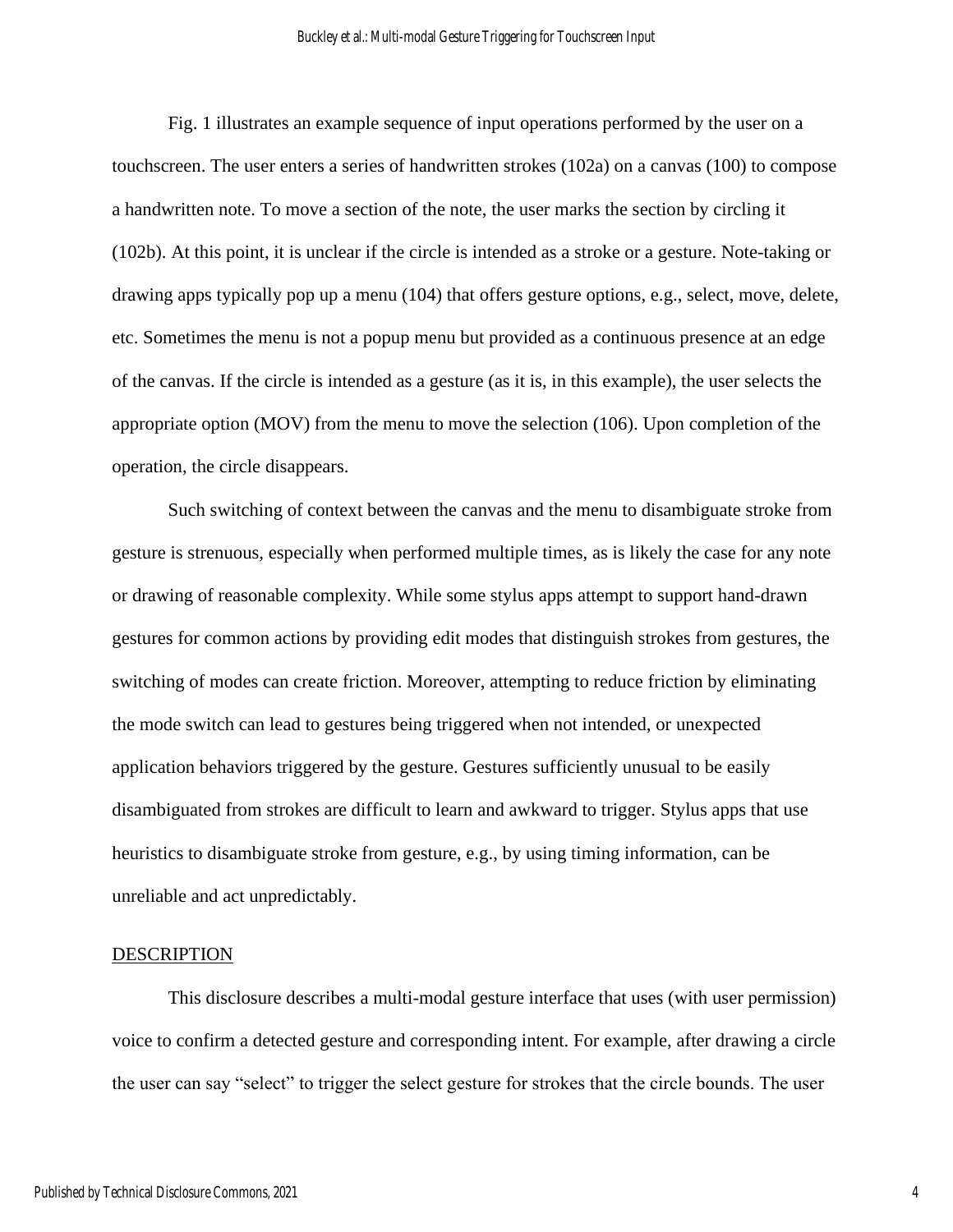Fig. 1 illustrates an example sequence of input operations performed by the user on a touchscreen. The user enters a series of handwritten strokes (102a) on a canvas (100) to compose a handwritten note. To move a section of the note, the user marks the section by circling it (102b). At this point, it is unclear if the circle is intended as a stroke or a gesture. Note-taking or drawing apps typically pop up a menu (104) that offers gesture options, e.g., select, move, delete, etc. Sometimes the menu is not a popup menu but provided as a continuous presence at an edge of the canvas. If the circle is intended as a gesture (as it is, in this example), the user selects the appropriate option (MOV) from the menu to move the selection (106). Upon completion of the operation, the circle disappears.

Such switching of context between the canvas and the menu to disambiguate stroke from gesture is strenuous, especially when performed multiple times, as is likely the case for any note or drawing of reasonable complexity. While some stylus apps attempt to support hand-drawn gestures for common actions by providing edit modes that distinguish strokes from gestures, the switching of modes can create friction. Moreover, attempting to reduce friction by eliminating the mode switch can lead to gestures being triggered when not intended, or unexpected application behaviors triggered by the gesture. Gestures sufficiently unusual to be easily disambiguated from strokes are difficult to learn and awkward to trigger. Stylus apps that use heuristics to disambiguate stroke from gesture, e.g., by using timing information, can be unreliable and act unpredictably.

## DESCRIPTION

This disclosure describes a multi-modal gesture interface that uses (with user permission) voice to confirm a detected gesture and corresponding intent. For example, after drawing a circle the user can say "select" to trigger the select gesture for strokes that the circle bounds. The user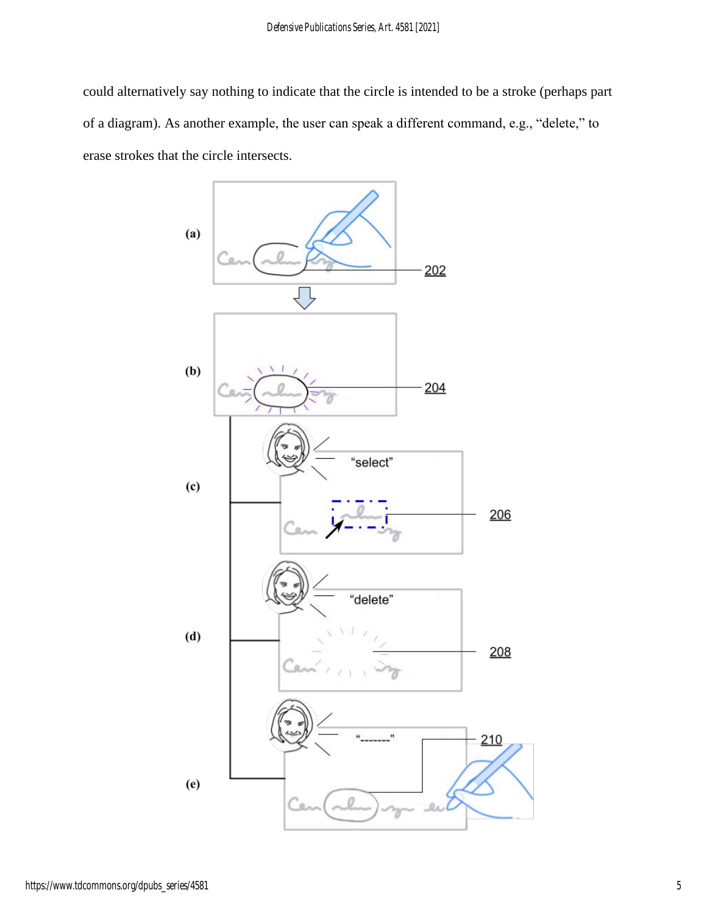could alternatively say nothing to indicate that the circle is intended to be a stroke (perhaps part of a diagram). As another example, the user can speak a different command, e.g., "delete," to erase strokes that the circle intersects.

(a)

202

(b)

204

(c)

"select"

206

(d)

"delete"

208

(e)

"-------"

210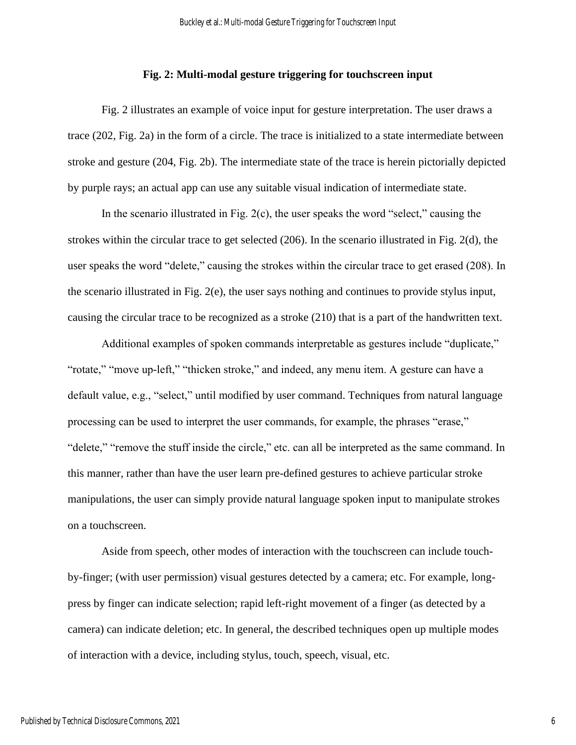**Fig. 2: Multi-modal gesture triggering for touchscreen input**

Fig. 2 illustrates an example of voice input for gesture interpretation. The user draws a trace (202, Fig. 2a) in the form of a circle. The trace is initialized to a state intermediate between stroke and gesture (204, Fig. 2b). The intermediate state of the trace is herein pictorially depicted by purple rays; an actual app can use any suitable visual indication of intermediate state.

In the scenario illustrated in Fig. 2(c), the user speaks the word "select," causing the strokes within the circular trace to get selected (206). In the scenario illustrated in Fig. 2(d), the user speaks the word "delete," causing the strokes within the circular trace to get erased (208). In the scenario illustrated in Fig. 2(e), the user says nothing and continues to provide stylus input, causing the circular trace to be recognized as a stroke (210) that is a part of the handwritten text.

Additional examples of spoken commands interpretable as gestures include "duplicate," "rotate," "move up-left," "thicken stroke," and indeed, any menu item. A gesture can have a default value, e.g., "select," until modified by user command. Techniques from natural language processing can be used to interpret the user commands, for example, the phrases "erase," "delete," "remove the stuff inside the circle," etc. can all be interpreted as the same command. In this manner, rather than have the user learn pre-defined gestures to achieve particular stroke manipulations, the user can simply provide natural language spoken input to manipulate strokes on a touchscreen.

Aside from speech, other modes of interaction with the touchscreen can include touch-by-finger; (with user permission) visual gestures detected by a camera; etc. For example, long-press by finger can indicate selection; rapid left-right movement of a finger (as detected by a camera) can indicate deletion; etc. In general, the described techniques open up multiple modes of interaction with a device, including stylus, touch, speech, visual, etc.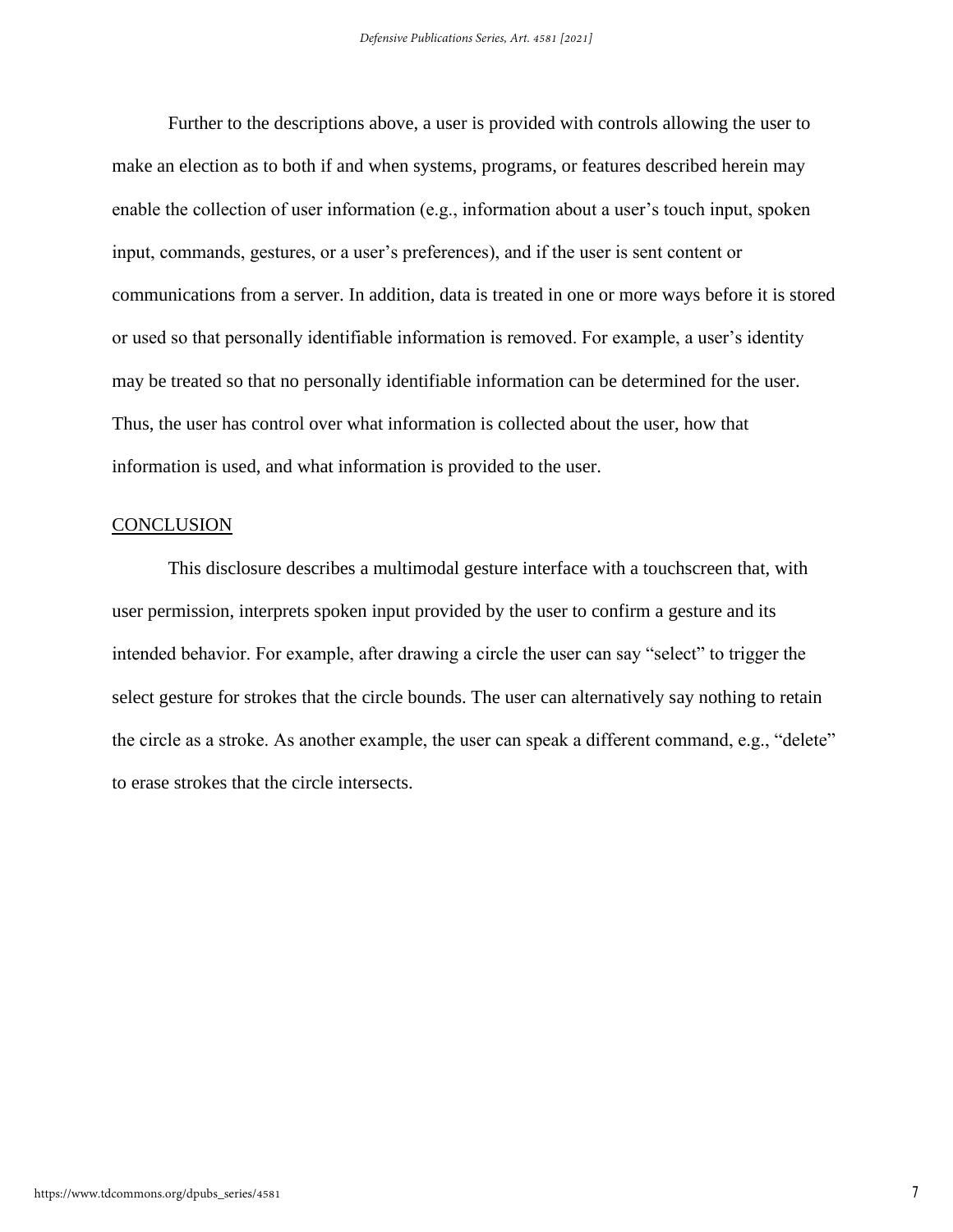Further to the descriptions above, a user is provided with controls allowing the user to make an election as to both if and when systems, programs, or features described herein may enable the collection of user information (e.g., information about a user's touch input, spoken input, commands, gestures, or a user's preferences), and if the user is sent content or communications from a server. In addition, data is treated in one or more ways before it is stored or used so that personally identifiable information is removed. For example, a user's identity may be treated so that no personally identifiable information can be determined for the user. Thus, the user has control over what information is collected about the user, how that information is used, and what information is provided to the user.

## CONCLUSION

This disclosure describes a multimodal gesture interface with a touchscreen that, with user permission, interprets spoken input provided by the user to confirm a gesture and its intended behavior. For example, after drawing a circle the user can say "select" to trigger the select gesture for strokes that the circle bounds. The user can alternatively say nothing to retain the circle as a stroke. As another example, the user can speak a different command, e.g., "delete" to erase strokes that the circle intersects.